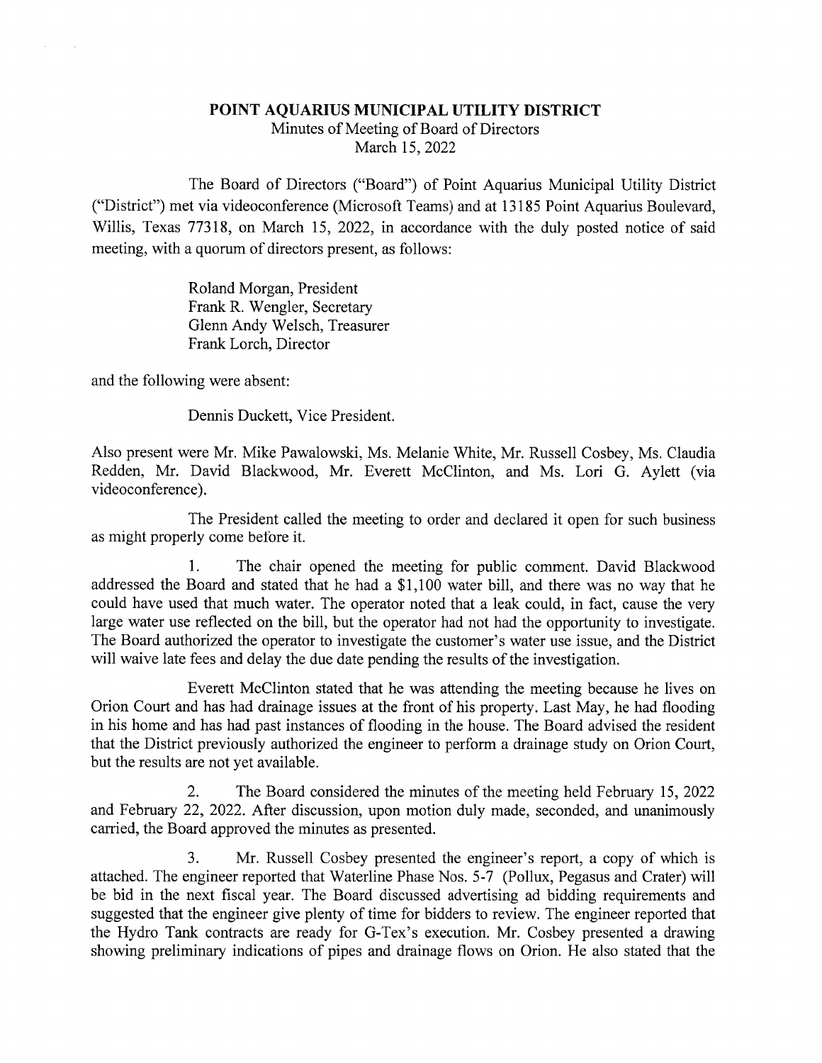# POINT AQUARIUS MUNICIPAL UTILITY DISTRICT

Minutes of Meeting of Board of Directors
March 15, 2022

The Board of Directors ("Board") of Point Aquarius Municipal Utility District ("District") met via videoconference (Microsoft Teams) and at 13185 Point Aquarius Boulevard, Willis, Texas 77318, on March 15, 2022, in accordance with the duly posted notice of said meeting, with a quorum of directors present, as follows:

Roland Morgan, President
Frank R. Wengler, Secretary
Glenn Andy Welsch, Treasurer
Frank Lorch, Director

and the following were absent:

Dennis Duckett, Vice President.

Also present were Mr. Mike Pawalowski, Ms. Melanie White, Mr. Russell Cosbey, Ms. Claudia Redden, Mr. David Blackwood, Mr. Everett McClinton, and Ms. Lori G. Aylett (via videoconference).

The President called the meeting to order and declared it open for such business as might properly come before it.

1. The chair opened the meeting for public comment. David Blackwood addressed the Board and stated that he had a $1,100 water bill, and there was no way that he could have used that much water. The operator noted that a leak could, in fact, cause the very large water use reflected on the bill, but the operator had not had the opportunity to investigate. The Board authorized the operator to investigate the customer's water use issue, and the District will waive late fees and delay the due date pending the results of the investigation.

Everett McClinton stated that he was attending the meeting because he lives on Orion Court and has had drainage issues at the front of his property. Last May, he had flooding in his home and has had past instances of flooding in the house. The Board advised the resident that the District previously authorized the engineer to perform a drainage study on Orion Court, but the results are not yet available.

2. The Board considered the minutes of the meeting held February 15, 2022 and February 22, 2022. After discussion, upon motion duly made, seconded, and unanimously carried, the Board approved the minutes as presented.

3. Mr. Russell Cosbey presented the engineer's report, a copy of which is attached. The engineer reported that Waterline Phase Nos. 5-7 (Pollux, Pegasus and Crater) will be bid in the next fiscal year. The Board discussed advertising ad bidding requirements and suggested that the engineer give plenty of time for bidders to review. The engineer reported that the Hydro Tank contracts are ready for G-Tex's execution. Mr. Cosbey presented a drawing showing preliminary indications of pipes and drainage flows on Orion. He also stated that the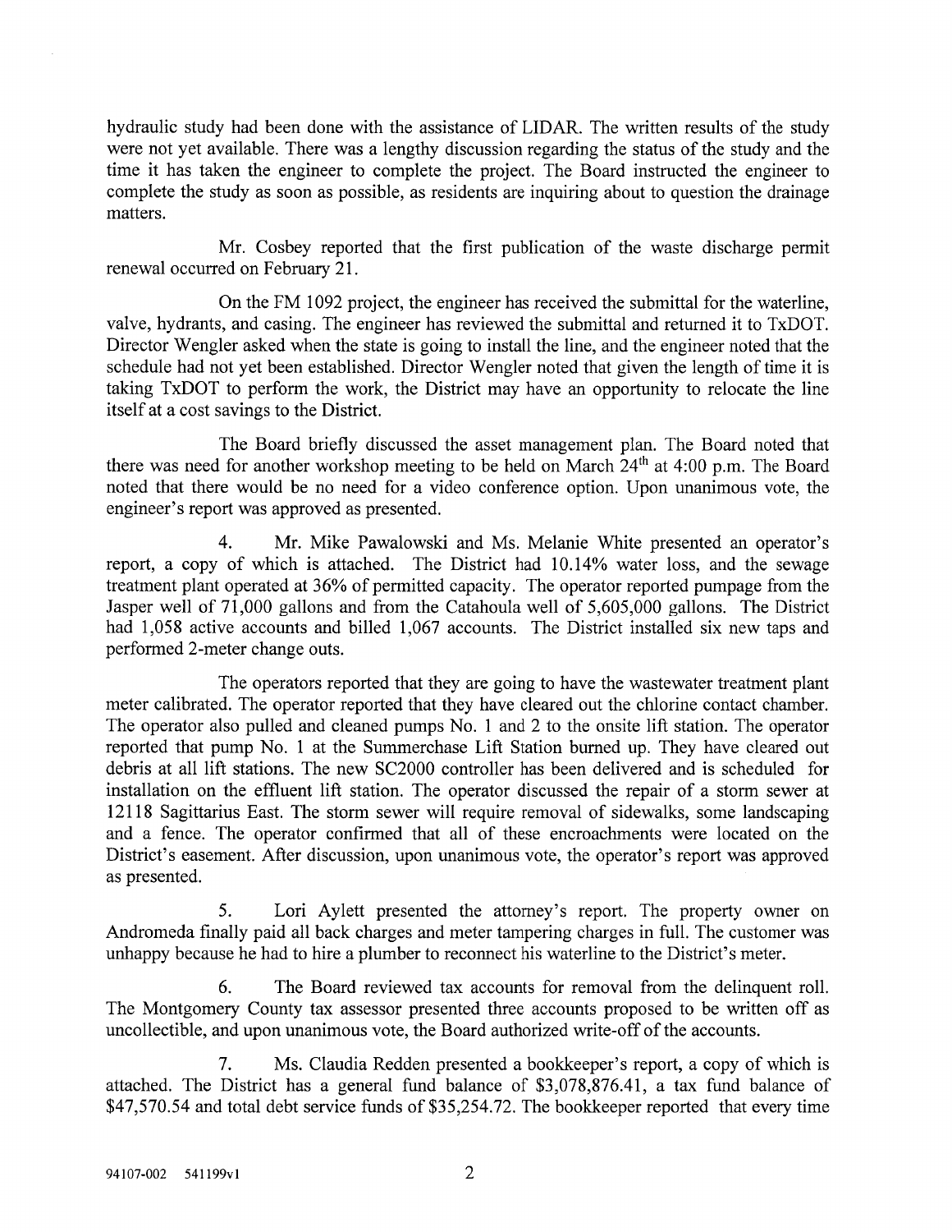hydraulic study had been done with the assistance of LIDAR. The written results of the study were not yet available. There was a lengthy discussion regarding the status of the study and the time it has taken the engineer to complete the project. The Board instructed the engineer to complete the study as soon as possible, as residents are inquiring about to question the drainage matters.

Mr. Cosbey reported that the first publication of the waste discharge permit renewal occurred on February 21.

On the FM 1092 project, the engineer has received the submittal for the waterline, valve, hydrants, and casing. The engineer has reviewed the submittal and returned it to TxDOT. Director Wengler asked when the state is going to install the line, and the engineer noted that the schedule had not yet been established. Director Wengler noted that given the length of time it is taking TxDOT to perform the work, the District may have an opportunity to relocate the line itself at a cost savings to the District.

The Board briefly discussed the asset management plan. The Board noted that there was need for another workshop meeting to be held on March 24th at 4:00 p.m. The Board noted that there would be no need for a video conference option. Upon unanimous vote, the engineer's report was approved as presented.

4. Mr. Mike Pawalowski and Ms. Melanie White presented an operator's report, a copy of which is attached. The District had 10.14% water loss, and the sewage treatment plant operated at 36% of permitted capacity. The operator reported pumpage from the Jasper well of 71,000 gallons and from the Catahoula well of 5,605,000 gallons. The District had 1,058 active accounts and billed 1,067 accounts. The District installed six new taps and performed 2-meter change outs.

The operators reported that they are going to have the wastewater treatment plant meter calibrated. The operator reported that they have cleared out the chlorine contact chamber. The operator also pulled and cleaned pumps No. 1 and 2 to the onsite lift station. The operator reported that pump No. 1 at the Summerchase Lift Station burned up. They have cleared out debris at all lift stations. The new SC2000 controller has been delivered and is scheduled for installation on the effluent lift station. The operator discussed the repair of a storm sewer at 12118 Sagittarius East. The storm sewer will require removal of sidewalks, some landscaping and a fence. The operator confirmed that all of these encroachments were located on the District's easement. After discussion, upon unanimous vote, the operator's report was approved as presented.

5. Lori Aylett presented the attorney's report. The property owner on Andromeda finally paid all back charges and meter tampering charges in full. The customer was unhappy because he had to hire a plumber to reconnect his waterline to the District's meter.

6. The Board reviewed tax accounts for removal from the delinquent roll. The Montgomery County tax assessor presented three accounts proposed to be written off as uncollectible, and upon unanimous vote, the Board authorized write-off of the accounts.

7. Ms. Claudia Redden presented a bookkeeper's report, a copy of which is attached. The District has a general fund balance of $3,078,876.41, a tax fund balance of $47,570.54 and total debt service funds of $35,254.72. The bookkeeper reported that every time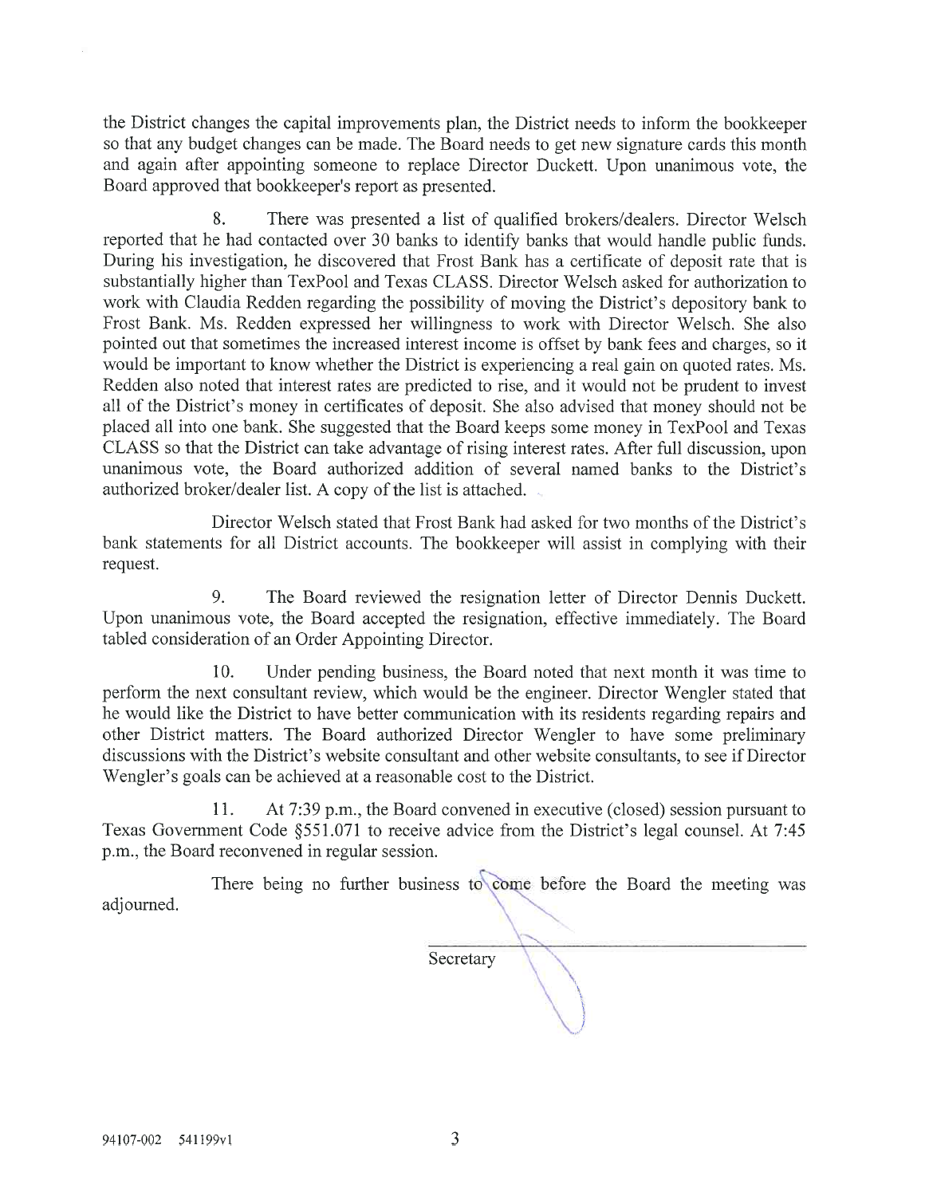the District changes the capital improvements plan, the District needs to inform the bookkeeper so that any budget changes can be made. The Board needs to get new signature cards this month and again after appointing someone to replace Director Duckett. Upon unanimous vote, the Board approved that bookkeeper's report as presented.

8. There was presented a list of qualified brokers/dealers. Director Welsch reported that he had contacted over 30 banks to identify banks that would handle public funds. During his investigation, he discovered that Frost Bank has a certificate of deposit rate that is substantially higher than TexPool and Texas CLASS. Director Welsch asked for authorization to work with Claudia Redden regarding the possibility of moving the District's depository bank to Frost Bank. Ms. Redden expressed her willingness to work with Director Welsch. She also pointed out that sometimes the increased interest income is offset by bank fees and charges, so it would be important to know whether the District is experiencing a real gain on quoted rates. Ms. Redden also noted that interest rates are predicted to rise, and it would not be prudent to invest all of the District's money in certificates of deposit. She also advised that money should not be placed all into one bank. She suggested that the Board keeps some money in TexPool and Texas CLASS so that the District can take advantage of rising interest rates. After full discussion, upon unanimous vote, the Board authorized addition of several named banks to the District's authorized broker/dealer list. A copy of the list is attached.

Director Welsch stated that Frost Bank had asked for two months of the District's bank statements for all District accounts. The bookkeeper will assist in complying with their request.

9. The Board reviewed the resignation letter of Director Dennis Duckett. Upon unanimous vote, the Board accepted the resignation, effective immediately. The Board tabled consideration of an Order Appointing Director.

10. Under pending business, the Board noted that next month it was time to perform the next consultant review, which would be the engineer. Director Wengler stated that he would like the District to have better communication with its residents regarding repairs and other District matters. The Board authorized Director Wengler to have some preliminary discussions with the District's website consultant and other website consultants, to see if Director Wengler's goals can be achieved at a reasonable cost to the District.

11. At 7:39 p.m., the Board convened in executive (closed) session pursuant to Texas Government Code §551.071 to receive advice from the District's legal counsel. At 7:45 p.m., the Board reconvened in regular session.

There being no further business to come before the Board the meeting was adjourned.

\_\_\_\_\_\_\_\_\_\_\_\_\_\_\_\_\_\_\_\_\_\_\_\_\_\_\_\_\_\_\_\_

Secretary

94107-002 541199v1